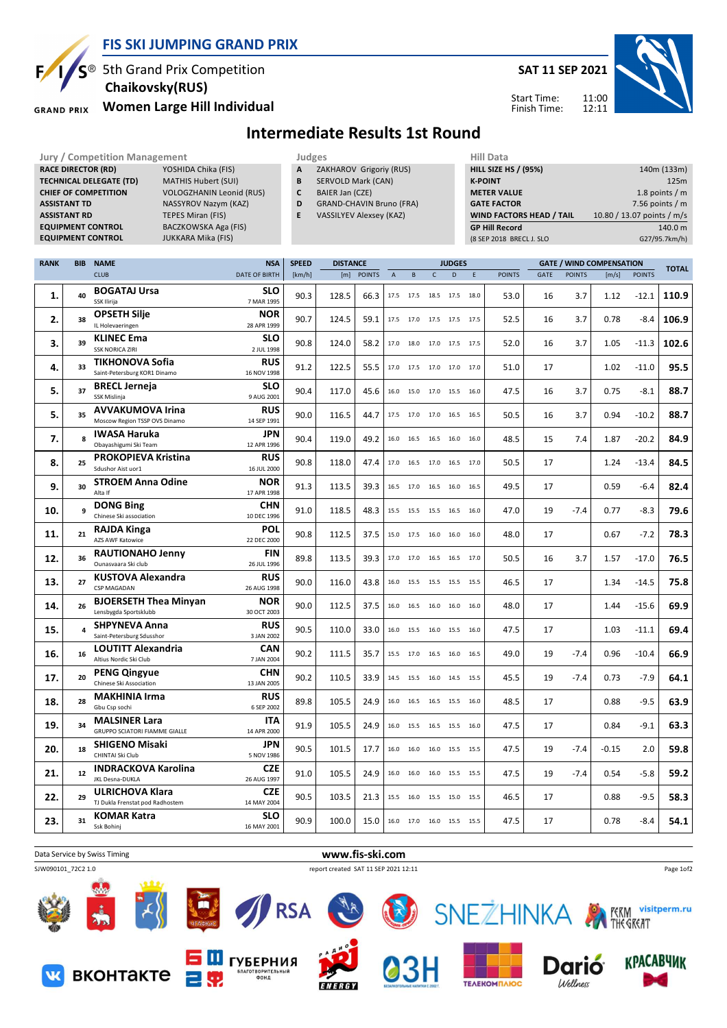# FIS SKI JUMPING GRAND PRIX

5th Grand Prix Competition
**Chaikovsky(RUS)**
**Women Large Hill Individual**

**SAT 11 SEP 2021**

Start Time: 11:00
Finish Time: 12:11

## Intermediate Results 1st Round

| Jury / Competition Management | |
|---|---|
| **RACE DIRECTOR (RD)** | YOSHIDA Chika (FIS) |
| **TECHNICAL DELEGATE (TD)** | MATHIS Hubert (SUI) |
| **CHIEF OF COMPETITION** | VOLOGZHANIN Leonid (RUS) |
| **ASSISTANT TD** | NASSYROV Nazym (KAZ) |
| **ASSISTANT RD** | TEPES Miran (FIS) |
| **EQUIPMENT CONTROL** | BACZKOWSKA Aga (FIS) |
| **EQUIPMENT CONTROL** | JUKKARA Mika (FIS) |

| Judges | |
|---|---|
| **A** | ZAKHAROV Grigoriy (RUS) |
| **B** | SERVOLD Mark (CAN) |
| **C** | BAIER Jan (CZE) |
| **D** | GRAND-CHAVIN Bruno (FRA) |
| **E** | VASSILYEV Alexsey (KAZ) |

| Hill Data | |
|---|---|
| **HILL SIZE HS / (95%)** | 140m (133m) |
| **K-POINT** | 125m |
| **METER VALUE** | 1.8 points / m |
| **GATE FACTOR** | 7.56 points / m |
| **WIND FACTORS HEAD / TAIL** | 10.80 / 13.07 points / m/s |
| **GP Hill Record** | 140.0 m |
| (8 SEP 2018 BRECL J. SLO | G27/95.7km/h) |

| RANK | BIB | NAME / CLUB | NSA / DATE OF BIRTH | SPEED [km/h] | DISTANCE [m] | DISTANCE POINTS | A | B | C | D | E | JUDGES POINTS | GATE | GATE POINTS | WIND [m/s] | WIND POINTS | TOTAL |
|---|---|---|---|---|---|---|---|---|---|---|---|---|---|---|---|---|---|
| 1. | 40 | **BOGATAJ Ursa** SSK Ilirija | **SLO** 7 MAR 1995 | 90.3 | 128.5 | 66.3 | 17.5 | 17.5 | 18.5 | 17.5 | 18.0 | 53.0 | 16 | 3.7 | 1.12 | -12.1 | **110.9** |
| 2. | 38 | **OPSETH Silje** IL Holevaeringen | **NOR** 28 APR 1999 | 90.7 | 124.5 | 59.1 | 17.5 | 17.0 | 17.5 | 17.5 | 17.5 | 52.5 | 16 | 3.7 | 0.78 | -8.4 | **106.9** |
| 3. | 39 | **KLINEC Ema** SSK NORICA ZIRI | **SLO** 2 JUL 1998 | 90.8 | 124.0 | 58.2 | 17.0 | 18.0 | 17.0 | 17.5 | 17.5 | 52.0 | 16 | 3.7 | 1.05 | -11.3 | **102.6** |
| 4. | 33 | **TIKHONOVA Sofia** Saint-Petersburg KOR1 Dinamo | **RUS** 16 NOV 1998 | 91.2 | 122.5 | 55.5 | 17.0 | 17.5 | 17.0 | 17.0 | 17.0 | 51.0 | 17 | | 1.02 | -11.0 | **95.5** |
| 5. | 37 | **BRECL Jerneja** SSK Mislinja | **SLO** 9 AUG 2001 | 90.4 | 117.0 | 45.6 | 16.0 | 15.0 | 17.0 | 15.5 | 16.0 | 47.5 | 16 | 3.7 | 0.75 | -8.1 | **88.7** |
| 5. | 35 | **AVVAKUMOVA Irina** Moscow Region TSSP OVS Dinamo | **RUS** 14 SEP 1991 | 90.0 | 116.5 | 44.7 | 17.5 | 17.0 | 17.0 | 16.5 | 16.5 | 50.5 | 16 | 3.7 | 0.94 | -10.2 | **88.7** |
| 7. | 8 | **IWASA Haruka** Obayashigumi Ski Team | **JPN** 12 APR 1996 | 90.4 | 119.0 | 49.2 | 16.0 | 16.5 | 16.5 | 16.0 | 16.0 | 48.5 | 15 | 7.4 | 1.87 | -20.2 | **84.9** |
| 8. | 25 | **PROKOPIEVA Kristina** Sdushor Aist uor1 | **RUS** 16 JUL 2000 | 90.8 | 118.0 | 47.4 | 17.0 | 16.5 | 17.0 | 16.5 | 17.0 | 50.5 | 17 | | 1.24 | -13.4 | **84.5** |
| 9. | 30 | **STROEM Anna Odine** Alta If | **NOR** 17 APR 1998 | 91.3 | 113.5 | 39.3 | 16.5 | 17.0 | 16.5 | 16.0 | 16.5 | 49.5 | 17 | | 0.59 | -6.4 | **82.4** |
| 10. | 9 | **DONG Bing** Chinese Ski association | **CHN** 10 DEC 1996 | 91.0 | 118.5 | 48.3 | 15.5 | 15.5 | 15.5 | 16.5 | 16.0 | 47.0 | 19 | -7.4 | 0.77 | -8.3 | **79.6** |
| 11. | 21 | **RAJDA Kinga** AZS AWF Katowice | **POL** 22 DEC 2000 | 90.8 | 112.5 | 37.5 | 15.0 | 17.5 | 16.0 | 16.0 | 16.0 | 48.0 | 17 | | 0.67 | -7.2 | **78.3** |
| 12. | 36 | **RAUTIONAHO Jenny** Ounasvaara Ski club | **FIN** 26 JUL 1996 | 89.8 | 113.5 | 39.3 | 17.0 | 17.0 | 16.5 | 16.5 | 17.0 | 50.5 | 16 | 3.7 | 1.57 | -17.0 | **76.5** |
| 13. | 27 | **KUSTOVA Alexandra** CSP MAGADAN | **RUS** 26 AUG 1998 | 90.0 | 116.0 | 43.8 | 16.0 | 15.5 | 15.5 | 15.5 | 15.5 | 46.5 | 17 | | 1.34 | -14.5 | **75.8** |
| 14. | 26 | **BJOERSETH Thea Minyan** Lensbygda Sportsklubb | **NOR** 30 OCT 2003 | 90.0 | 112.5 | 37.5 | 16.0 | 16.5 | 16.0 | 16.0 | 16.0 | 48.0 | 17 | | 1.44 | -15.6 | **69.9** |
| 15. | 4 | **SHPYNEVA Anna** Saint-Petersburg Sdusshor | **RUS** 3 JAN 2002 | 90.5 | 110.0 | 33.0 | 16.0 | 15.5 | 16.0 | 15.5 | 16.0 | 47.5 | 17 | | 1.03 | -11.1 | **69.4** |
| 16. | 16 | **LOUTITT Alexandria** Altius Nordic Ski Club | **CAN** 7 JAN 2004 | 90.2 | 111.5 | 35.7 | 15.5 | 17.0 | 16.5 | 16.0 | 16.5 | 49.0 | 19 | -7.4 | 0.96 | -10.4 | **66.9** |
| 17. | 20 | **PENG Qingyue** Chinese Ski Association | **CHN** 13 JAN 2005 | 90.2 | 110.5 | 33.9 | 14.5 | 15.5 | 16.0 | 14.5 | 15.5 | 45.5 | 19 | -7.4 | 0.73 | -7.9 | **64.1** |
| 18. | 28 | **MAKHINIA Irma** Gbu Csp sochi | **RUS** 6 SEP 2002 | 89.8 | 105.5 | 24.9 | 16.0 | 16.5 | 16.5 | 15.5 | 16.0 | 48.5 | 17 | | 0.88 | -9.5 | **63.9** |
| 19. | 34 | **MALSINER Lara** GRUPPO SCIATORI FIAMME GIALLE | **ITA** 14 APR 2000 | 91.9 | 105.5 | 24.9 | 16.0 | 15.5 | 16.5 | 15.5 | 16.0 | 47.5 | 17 | | 0.84 | -9.1 | **63.3** |
| 20. | 18 | **SHIGENO Misaki** CHINTAI Ski Club | **JPN** 5 NOV 1986 | 90.5 | 101.5 | 17.7 | 16.0 | 16.0 | 16.0 | 15.5 | 15.5 | 47.5 | 19 | -7.4 | -0.15 | 2.0 | **59.8** |
| 21. | 12 | **INDRACKOVA Karolina** JKL Desna-DUKLA | **CZE** 26 AUG 1997 | 91.0 | 105.5 | 24.9 | 16.0 | 16.0 | 16.0 | 15.5 | 15.5 | 47.5 | 19 | -7.4 | 0.54 | -5.8 | **59.2** |
| 22. | 29 | **ULRICHOVA Klara** TJ Dukla Frenstat pod Radhostem | **CZE** 14 MAY 2004 | 90.5 | 103.5 | 21.3 | 15.5 | 16.0 | 15.5 | 15.0 | 15.5 | 46.5 | 17 | | 0.88 | -9.5 | **58.3** |
| 23. | 31 | **KOMAR Katra** Ssk Bohinj | **SLO** 16 MAY 2001 | 90.9 | 100.0 | 15.0 | 16.0 | 17.0 | 16.0 | 15.5 | 15.5 | 47.5 | 17 | | 0.78 | -8.4 | **54.1** |

Data Service by Swiss Timing — www.fis-ski.com

SJW090101_72C2 1.0 — report created SAT 11 SEP 2021 12:11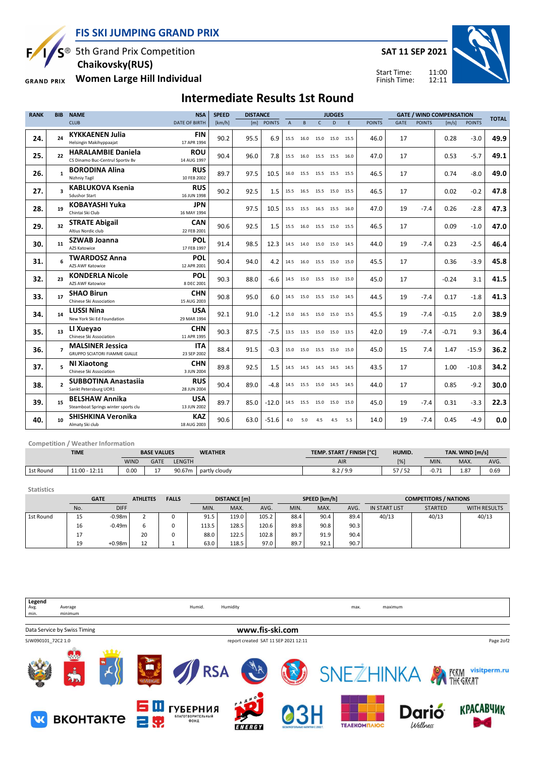# FIS SKI JUMPING GRAND PRIX

5th Grand Prix Competition
**Chaikovsky(RUS)**
**Women Large Hill Individual**

**SAT 11 SEP 2021**

Start Time: 11:00
Finish Time: 12:11

## Intermediate Results 1st Round

| RANK | BIB | NAME / CLUB | NSA / DATE OF BIRTH | SPEED [km/h] | DISTANCE [m] | DISTANCE POINTS | A | B | C | D | E | JUDGES POINTS | GATE | GATE POINTS | WIND [m/s] | WIND POINTS | TOTAL |
|---|---|---|---|---|---|---|---|---|---|---|---|---|---|---|---|---|---|
| 24. | 24 | **KYKKAENEN Julia** Helsingin Makihyppaajat | **FIN** 17 APR 1994 | 90.2 | 95.5 | 6.9 | 15.5 | 16.0 | 15.0 | 15.0 | 15.5 | 46.0 | 17 | | 0.28 | -3.0 | **49.9** |
| 25. | 22 | **HARALAMBIE Daniela** CS Dinamo Buc-Centrul Sportiv Bv | **ROU** 14 AUG 1997 | 90.4 | 96.0 | 7.8 | 15.5 | 16.0 | 15.5 | 15.5 | 16.0 | 47.0 | 17 | | 0.53 | -5.7 | **49.1** |
| 26. | 1 | **BORODINA Alina** Nizhniy Tagil | **RUS** 10 FEB 2002 | 89.7 | 97.5 | 10.5 | 16.0 | 15.5 | 15.5 | 15.5 | 15.5 | 46.5 | 17 | | 0.74 | -8.0 | **49.0** |
| 27. | 3 | **KABLUKOVA Ksenia** Sdushor Start | **RUS** 16 JUN 1998 | 90.2 | 92.5 | 1.5 | 15.5 | 16.5 | 15.5 | 15.0 | 15.5 | 46.5 | 17 | | 0.02 | -0.2 | **47.8** |
| 28. | 19 | **KOBAYASHI Yuka** Chintai Ski Club | **JPN** 16 MAY 1994 | | 97.5 | 10.5 | 15.5 | 15.5 | 16.5 | 15.5 | 16.0 | 47.0 | 19 | -7.4 | 0.26 | -2.8 | **47.3** |
| 29. | 32 | **STRATE Abigail** Altius Nordic club | **CAN** 22 FEB 2001 | 90.6 | 92.5 | 1.5 | 15.5 | 16.0 | 15.5 | 15.0 | 15.5 | 46.5 | 17 | | 0.09 | -1.0 | **47.0** |
| 30. | 11 | **SZWAB Joanna** AZS Katowice | **POL** 17 FEB 1997 | 91.4 | 98.5 | 12.3 | 14.5 | 14.0 | 15.0 | 15.0 | 14.5 | 44.0 | 19 | -7.4 | 0.23 | -2.5 | **46.4** |
| 31. | 6 | **TWARDOSZ Anna** AZS AWF Katowice | **POL** 12 APR 2001 | 90.4 | 94.0 | 4.2 | 14.5 | 16.0 | 15.5 | 15.0 | 15.0 | 45.5 | 17 | | 0.36 | -3.9 | **45.8** |
| 32. | 23 | **KONDERLA Nicole** AZS AWF Katowice | **POL** 8 DEC 2001 | 90.3 | 88.0 | -6.6 | 14.5 | 15.0 | 15.5 | 15.0 | 15.0 | 45.0 | 17 | | -0.24 | 3.1 | **41.5** |
| 33. | 17 | **SHAO Birun** Chinese Ski Association | **CHN** 15 AUG 2003 | 90.8 | 95.0 | 6.0 | 14.5 | 15.0 | 15.5 | 15.0 | 14.5 | 44.5 | 19 | -7.4 | 0.17 | -1.8 | **41.3** |
| 34. | 14 | **LUSSI Nina** New York Ski Ed Foundation | **USA** 29 MAR 1994 | 92.1 | 91.0 | -1.2 | 15.0 | 16.5 | 15.0 | 15.0 | 15.5 | 45.5 | 19 | -7.4 | -0.15 | 2.0 | **38.9** |
| 35. | 13 | **LI Xueyao** Chinese Ski Association | **CHN** 11 APR 1995 | 90.3 | 87.5 | -7.5 | 13.5 | 13.5 | 15.0 | 15.0 | 13.5 | 42.0 | 19 | -7.4 | -0.71 | 9.3 | **36.4** |
| 36. | 7 | **MALSINER Jessica** GRUPPO SCIATORI FIAMME GIALLE | **ITA** 23 SEP 2002 | 88.4 | 91.5 | -0.3 | 15.0 | 15.0 | 15.5 | 15.0 | 15.0 | 45.0 | 15 | 7.4 | 1.47 | -15.9 | **36.2** |
| 37. | 5 | **NI Xiaotong** Chinese Ski Association | **CHN** 3 JUN 2004 | 89.8 | 92.5 | 1.5 | 14.5 | 14.5 | 14.5 | 14.5 | 14.5 | 43.5 | 17 | | 1.00 | -10.8 | **34.2** |
| 38. | 2 | **SUBBOTINA Anastasiia** Sankt Petersburg UOR1 | **RUS** 28 JUN 2004 | 90.4 | 89.0 | -4.8 | 14.5 | 15.5 | 15.0 | 14.5 | 14.5 | 44.0 | 17 | | 0.85 | -9.2 | **30.0** |
| 39. | 15 | **BELSHAW Annika** Steamboat Springs winter sports clu | **USA** 13 JUN 2002 | 89.7 | 85.0 | -12.0 | 14.5 | 15.5 | 15.0 | 15.0 | 15.0 | 45.0 | 19 | -7.4 | 0.31 | -3.3 | **22.3** |
| 40. | 10 | **SHISHKINA Veronika** Almaty Ski club | **KAZ** 18 AUG 2003 | 90.6 | 63.0 | -51.6 | 4.0 | 5.0 | 4.5 | 4.5 | 5.5 | 14.0 | 19 | -7.4 | 0.45 | -4.9 | **0.0** |

### Competition / Weather Information

| | TIME | BASE VALUES WIND | BASE VALUES GATE | BASE VALUES LENGTH | WEATHER | TEMP. START / FINISH [°C] AIR | HUMID. [%] | TAN. WIND [m/s] MIN. | MAX. | AVG. |
|---|---|---|---|---|---|---|---|---|---|---|
| 1st Round | 11:00 - 12:11 | 0.00 | 17 | 90.67m | partly cloudy | 8.2 / 9.9 | 57 / 52 | -0.71 | 1.87 | 0.69 |

### Statistics

| | GATE No. | GATE DIFF | ATHLETES | FALLS | DISTANCE [m] MIN. | MAX. | AVG. | SPEED [km/h] MIN. | MAX. | AVG. | IN START LIST | STARTED | WITH RESULTS |
|---|---|---|---|---|---|---|---|---|---|---|---|---|---|
| 1st Round | 15 | -0.98m | 2 | 0 | 91.5 | 119.0 | 105.2 | 88.4 | 90.4 | 89.4 | 40/13 | 40/13 | 40/13 |
| | 16 | -0.49m | 6 | 0 | 113.5 | 128.5 | 120.6 | 89.8 | 90.8 | 90.3 | | | |
| | 17 | | 20 | 0 | 88.0 | 122.5 | 102.8 | 89.7 | 91.9 | 90.4 | | | |
| | 19 | +0.98m | 12 | 1 | 63.0 | 118.5 | 97.0 | 89.7 | 92.1 | 90.7 | | | |

**Legend**
Avg. Average
min. minimum
Humid. Humidity
max. maximum

Data Service by Swiss Timing
www.fis-ski.com
SJW090101_72C2 1.0
report created SAT 11 SEP 2021 12:11